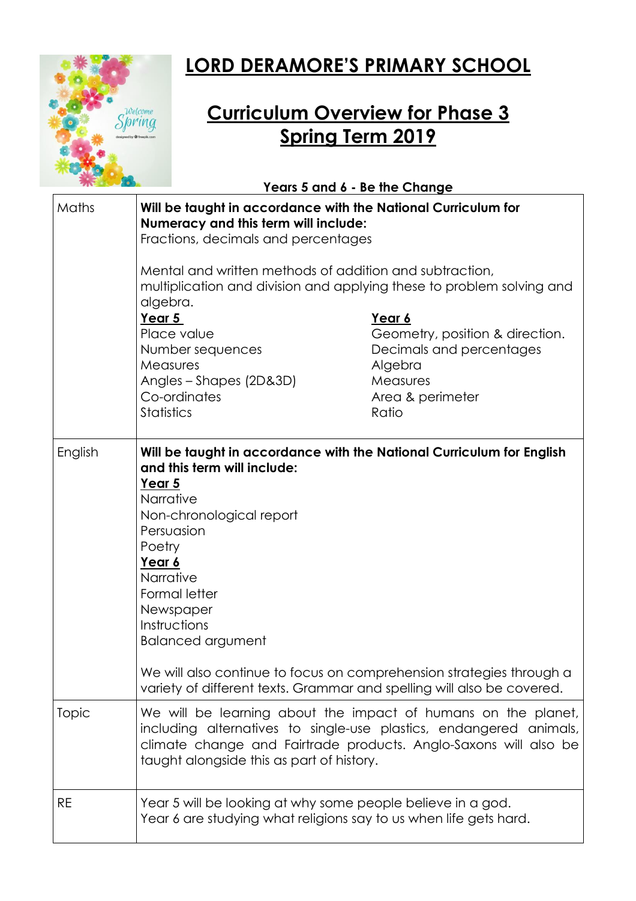# LORD DERAMORE'S PRIMARY SCHOOL

## Curriculum Overview for Phase 3
## Spring Term 2019

**Years 5 and 6 - Be the Change**

| | |
|---|---|
| Maths | **Will be taught in accordance with the National Curriculum for Numeracy and this term will include:**<br>Fractions, decimals and percentages<br><br>Mental and written methods of addition and subtraction, multiplication and division and applying these to problem solving and algebra.<br><br>**Year 5**<br>Place value<br>Number sequences<br>Measures<br>Angles – Shapes (2D&3D)<br>Co-ordinates<br>Statistics<br><br>**Year 6**<br>Geometry, position & direction.<br>Decimals and percentages<br>Algebra<br>Measures<br>Area & perimeter<br>Ratio |
| English | **Will be taught in accordance with the National Curriculum for English and this term will include:**<br>**Year 5**<br>Narrative<br>Non-chronological report<br>Persuasion<br>Poetry<br>**Year 6**<br>Narrative<br>Formal letter<br>Newspaper<br>Instructions<br>Balanced argument<br><br>We will also continue to focus on comprehension strategies through a variety of different texts. Grammar and spelling will also be covered. |
| Topic | We will be learning about the impact of humans on the planet, including alternatives to single-use plastics, endangered animals, climate change and Fairtrade products. Anglo-Saxons will also be taught alongside this as part of history. |
| RE | Year 5 will be looking at why some people believe in a god.<br>Year 6 are studying what religions say to us when life gets hard. |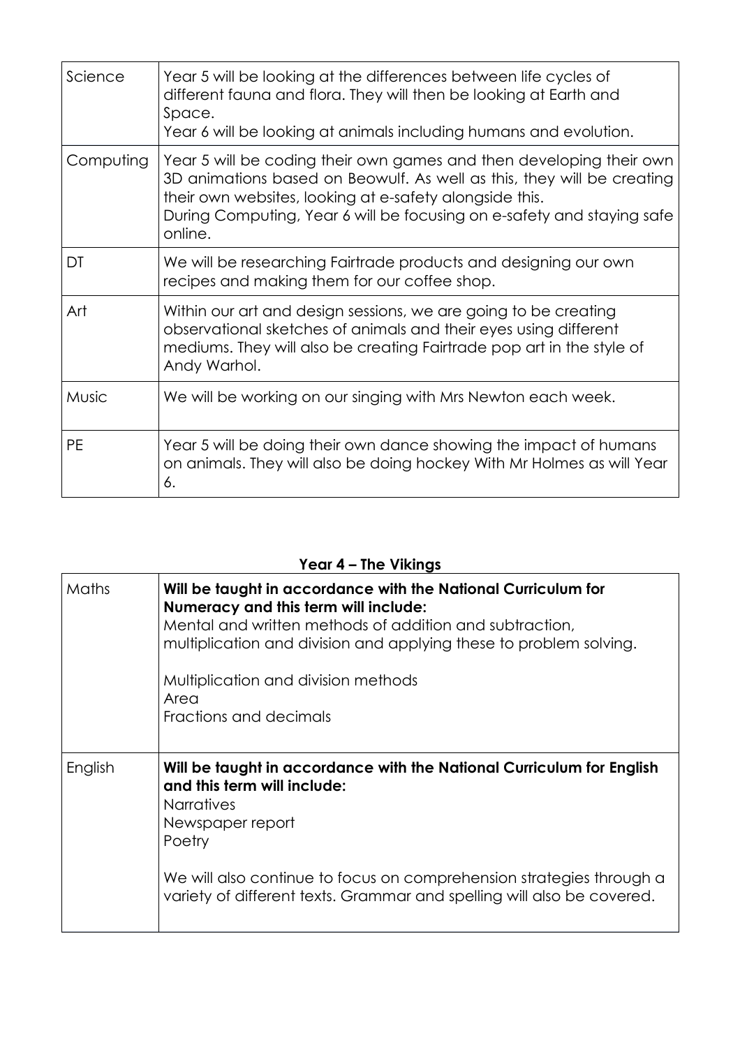| Science | Year 5 will be looking at the differences between life cycles of different fauna and flora. They will then be looking at Earth and Space.<br>Year 6 will be looking at animals including humans and evolution. |
|---|---|
| Computing | Year 5 will be coding their own games and then developing their own 3D animations based on Beowulf. As well as this, they will be creating their own websites, looking at e-safety alongside this.<br>During Computing, Year 6 will be focusing on e-safety and staying safe online. |
| DT | We will be researching Fairtrade products and designing our own recipes and making them for our coffee shop. |
| Art | Within our art and design sessions, we are going to be creating observational sketches of animals and their eyes using different mediums. They will also be creating Fairtrade pop art in the style of Andy Warhol. |
| Music | We will be working on our singing with Mrs Newton each week. |
| PE | Year 5 will be doing their own dance showing the impact of humans on animals. They will also be doing hockey With Mr Holmes as will Year 6. |

## Year 4 – The Vikings

| Maths | **Will be taught in accordance with the National Curriculum for Numeracy and this term will include:**<br>Mental and written methods of addition and subtraction, multiplication and division and applying these to problem solving.<br><br>Multiplication and division methods<br>Area<br>Fractions and decimals |
|---|---|
| English | **Will be taught in accordance with the National Curriculum for English and this term will include:**<br>Narratives<br>Newspaper report<br>Poetry<br><br>We will also continue to focus on comprehension strategies through a variety of different texts. Grammar and spelling will also be covered. |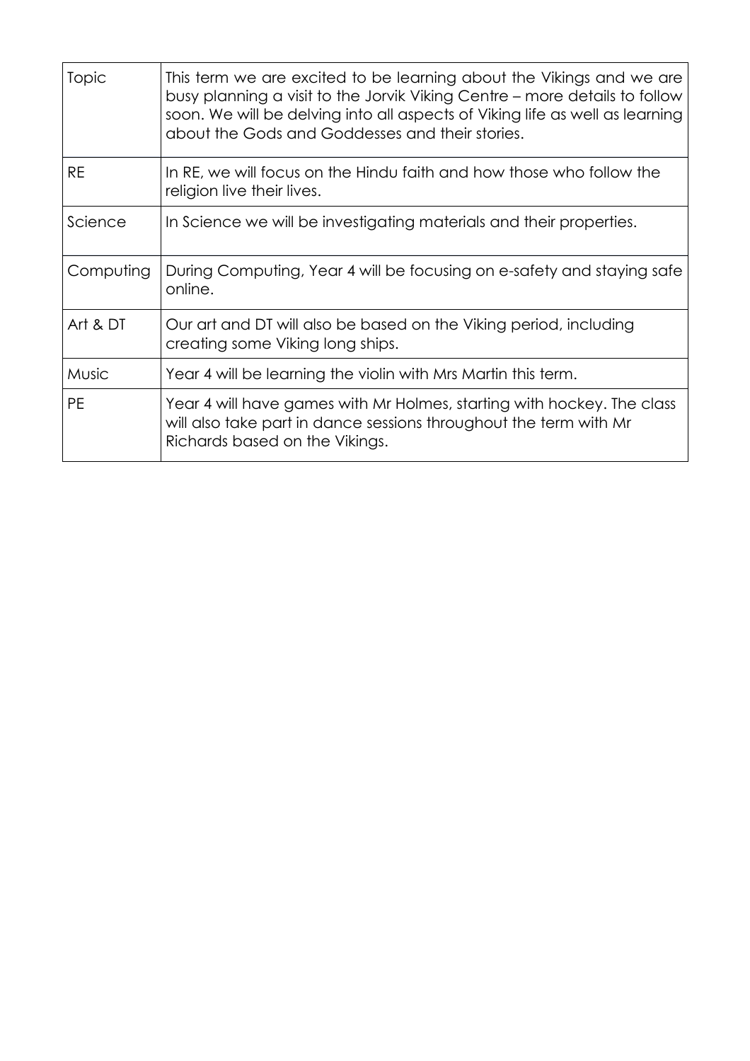| | |
|---|---|
| Topic | This term we are excited to be learning about the Vikings and we are busy planning a visit to the Jorvik Viking Centre – more details to follow soon. We will be delving into all aspects of Viking life as well as learning about the Gods and Goddesses and their stories. |
| RE | In RE, we will focus on the Hindu faith and how those who follow the religion live their lives. |
| Science | In Science we will be investigating materials and their properties. |
| Computing | During Computing, Year 4 will be focusing on e-safety and staying safe online. |
| Art & DT | Our art and DT will also be based on the Viking period, including creating some Viking long ships. |
| Music | Year 4 will be learning the violin with Mrs Martin this term. |
| PE | Year 4 will have games with Mr Holmes, starting with hockey. The class will also take part in dance sessions throughout the term with Mr Richards based on the Vikings. |